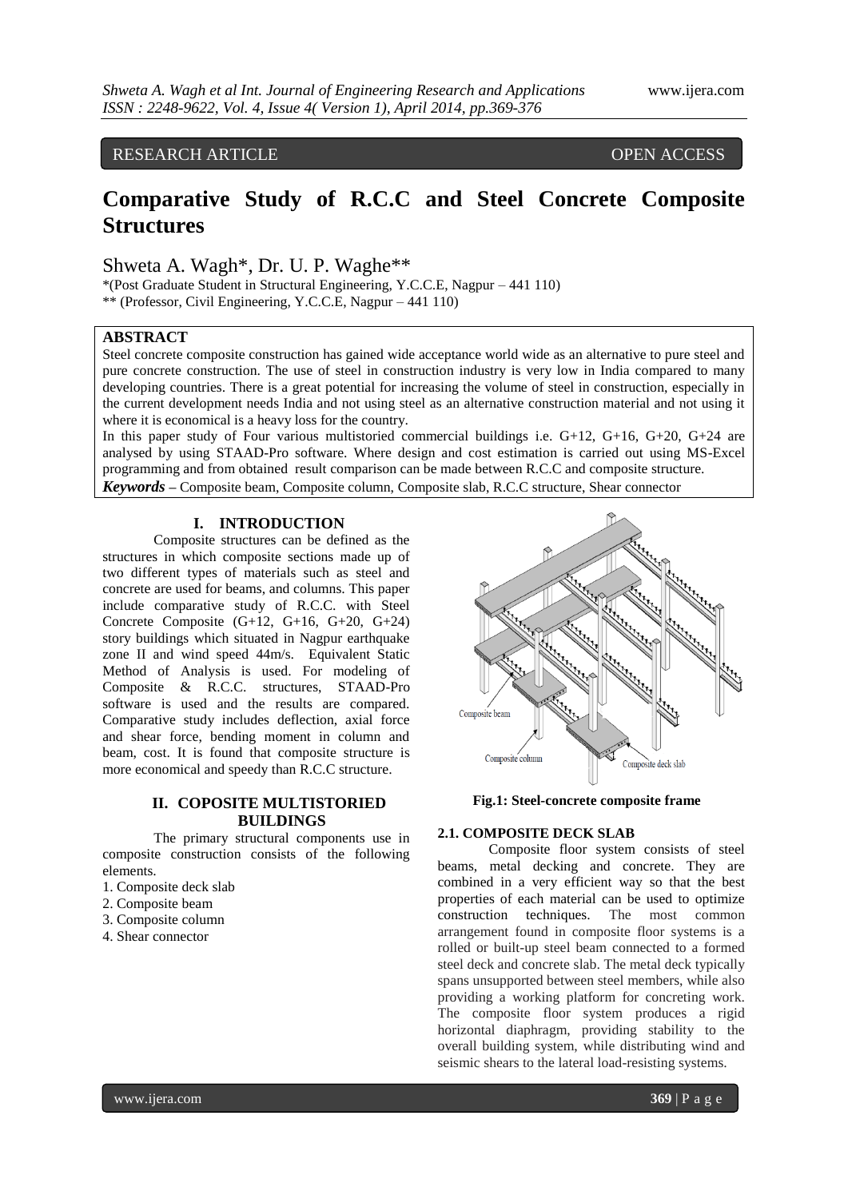RESEARCH ARTICLE OPEN ACCESS

# Comparative Study of R.C.C and Steel Concrete Composite Structures

Shweta A. Wagh*, Dr. U. P. Waghe**

*(Post Graduate Student in Structural Engineering, Y.C.C.E, Nagpur – 441 110)
** (Professor, Civil Engineering, Y.C.C.E, Nagpur – 441 110)

## ABSTRACT

Steel concrete composite construction has gained wide acceptance world wide as an alternative to pure steel and pure concrete construction. The use of steel in construction industry is very low in India compared to many developing countries. There is a great potential for increasing the volume of steel in construction, especially in the current development needs India and not using steel as an alternative construction material and not using it where it is economical is a heavy loss for the country.

In this paper study of Four various multistoried commercial buildings i.e. G+12, G+16, G+20, G+24 are analysed by using STAAD-Pro software. Where design and cost estimation is carried out using MS-Excel programming and from obtained result comparison can be made between R.C.C and composite structure.

***Keywords*** – Composite beam, Composite column, Composite slab, R.C.C structure, Shear connector

## I. INTRODUCTION

Composite structures can be defined as the structures in which composite sections made up of two different types of materials such as steel and concrete are used for beams, and columns. This paper include comparative study of R.C.C. with Steel Concrete Composite (G+12, G+16, G+20, G+24) story buildings which situated in Nagpur earthquake zone II and wind speed 44m/s. Equivalent Static Method of Analysis is used. For modeling of Composite & R.C.C. structures, STAAD-Pro software is used and the results are compared. Comparative study includes deflection, axial force and shear force, bending moment in column and beam, cost. It is found that composite structure is more economical and speedy than R.C.C structure.

## II. COPOSITE MULTISTORIED BUILDINGS

The primary structural components use in composite construction consists of the following elements.

1. Composite deck slab
2. Composite beam
3. Composite column
4. Shear connector

Composite beam

Composite column

Composite deck slab

**Fig.1: Steel-concrete composite frame**

### 2.1. COMPOSITE DECK SLAB

Composite floor system consists of steel beams, metal decking and concrete. They are combined in a very efficient way so that the best properties of each material can be used to optimize construction techniques. The most common arrangement found in composite floor systems is a rolled or built-up steel beam connected to a formed steel deck and concrete slab. The metal deck typically spans unsupported between steel members, while also providing a working platform for concreting work. The composite floor system produces a rigid horizontal diaphragm, providing stability to the overall building system, while distributing wind and seismic shears to the lateral load-resisting systems.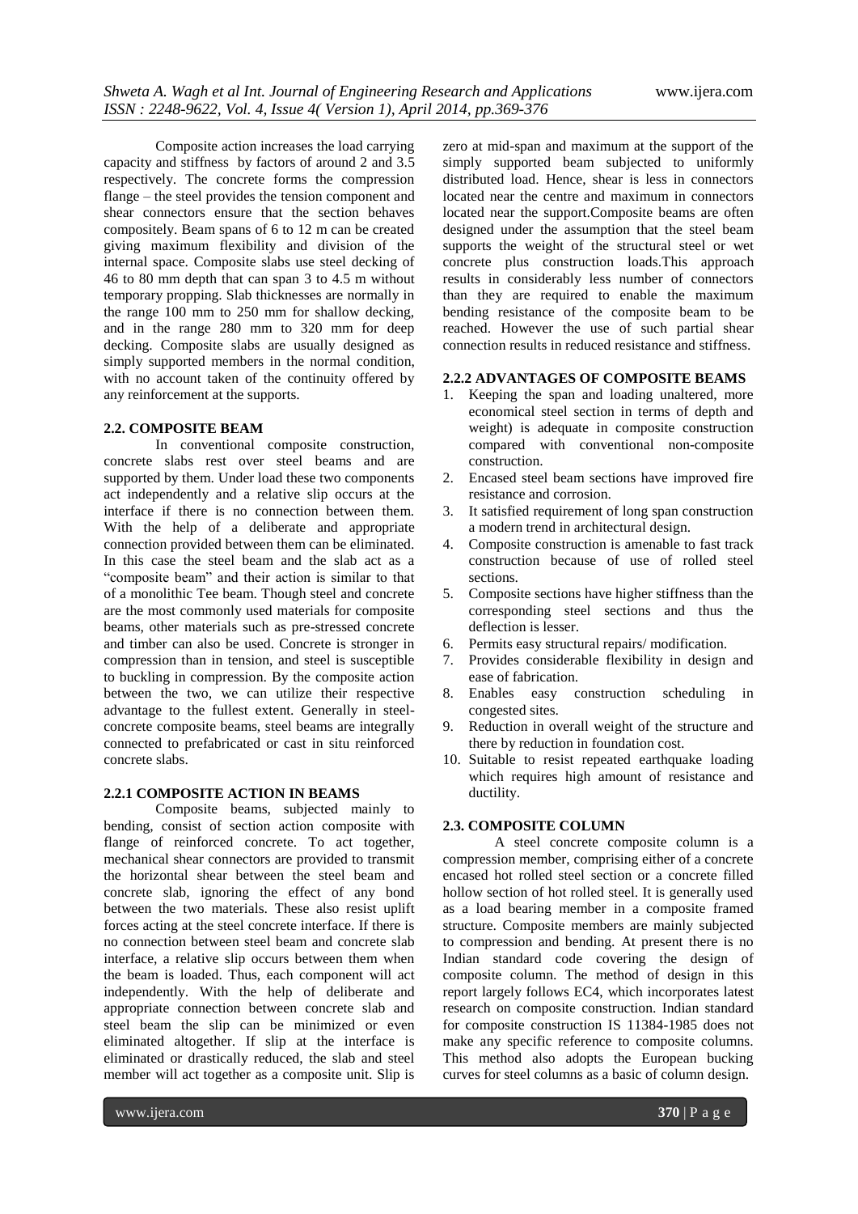Composite action increases the load carrying capacity and stiffness by factors of around 2 and 3.5 respectively. The concrete forms the compression flange – the steel provides the tension component and shear connectors ensure that the section behaves compositely. Beam spans of 6 to 12 m can be created giving maximum flexibility and division of the internal space. Composite slabs use steel decking of 46 to 80 mm depth that can span 3 to 4.5 m without temporary propping. Slab thicknesses are normally in the range 100 mm to 250 mm for shallow decking, and in the range 280 mm to 320 mm for deep decking. Composite slabs are usually designed as simply supported members in the normal condition, with no account taken of the continuity offered by any reinforcement at the supports.

### 2.2. COMPOSITE BEAM

In conventional composite construction, concrete slabs rest over steel beams and are supported by them. Under load these two components act independently and a relative slip occurs at the interface if there is no connection between them. With the help of a deliberate and appropriate connection provided between them can be eliminated. In this case the steel beam and the slab act as a "composite beam" and their action is similar to that of a monolithic Tee beam. Though steel and concrete are the most commonly used materials for composite beams, other materials such as pre-stressed concrete and timber can also be used. Concrete is stronger in compression than in tension, and steel is susceptible to buckling in compression. By the composite action between the two, we can utilize their respective advantage to the fullest extent. Generally in steel-concrete composite beams, steel beams are integrally connected to prefabricated or cast in situ reinforced concrete slabs.

#### 2.2.1 COMPOSITE ACTION IN BEAMS

Composite beams, subjected mainly to bending, consist of section action composite with flange of reinforced concrete. To act together, mechanical shear connectors are provided to transmit the horizontal shear between the steel beam and concrete slab, ignoring the effect of any bond between the two materials. These also resist uplift forces acting at the steel concrete interface. If there is no connection between steel beam and concrete slab interface, a relative slip occurs between them when the beam is loaded. Thus, each component will act independently. With the help of deliberate and appropriate connection between concrete slab and steel beam the slip can be minimized or even eliminated altogether. If slip at the interface is eliminated or drastically reduced, the slab and steel member will act together as a composite unit. Slip is zero at mid-span and maximum at the support of the simply supported beam subjected to uniformly distributed load. Hence, shear is less in connectors located near the centre and maximum in connectors located near the support.Composite beams are often designed under the assumption that the steel beam supports the weight of the structural steel or wet concrete plus construction loads.This approach results in considerably less number of connectors than they are required to enable the maximum bending resistance of the composite beam to be reached. However the use of such partial shear connection results in reduced resistance and stiffness.

#### 2.2.2 ADVANTAGES OF COMPOSITE BEAMS

1. Keeping the span and loading unaltered, more economical steel section in terms of depth and weight) is adequate in composite construction compared with conventional non-composite construction.
2. Encased steel beam sections have improved fire resistance and corrosion.
3. It satisfied requirement of long span construction a modern trend in architectural design.
4. Composite construction is amenable to fast track construction because of use of rolled steel sections.
5. Composite sections have higher stiffness than the corresponding steel sections and thus the deflection is lesser.
6. Permits easy structural repairs/ modification.
7. Provides considerable flexibility in design and ease of fabrication.
8. Enables easy construction scheduling in congested sites.
9. Reduction in overall weight of the structure and there by reduction in foundation cost.
10. Suitable to resist repeated earthquake loading which requires high amount of resistance and ductility.

### 2.3. COMPOSITE COLUMN

A steel concrete composite column is a compression member, comprising either of a concrete encased hot rolled steel section or a concrete filled hollow section of hot rolled steel. It is generally used as a load bearing member in a composite framed structure. Composite members are mainly subjected to compression and bending. At present there is no Indian standard code covering the design of composite column. The method of design in this report largely follows EC4, which incorporates latest research on composite construction. Indian standard for composite construction IS 11384-1985 does not make any specific reference to composite columns. This method also adopts the European bucking curves for steel columns as a basic of column design.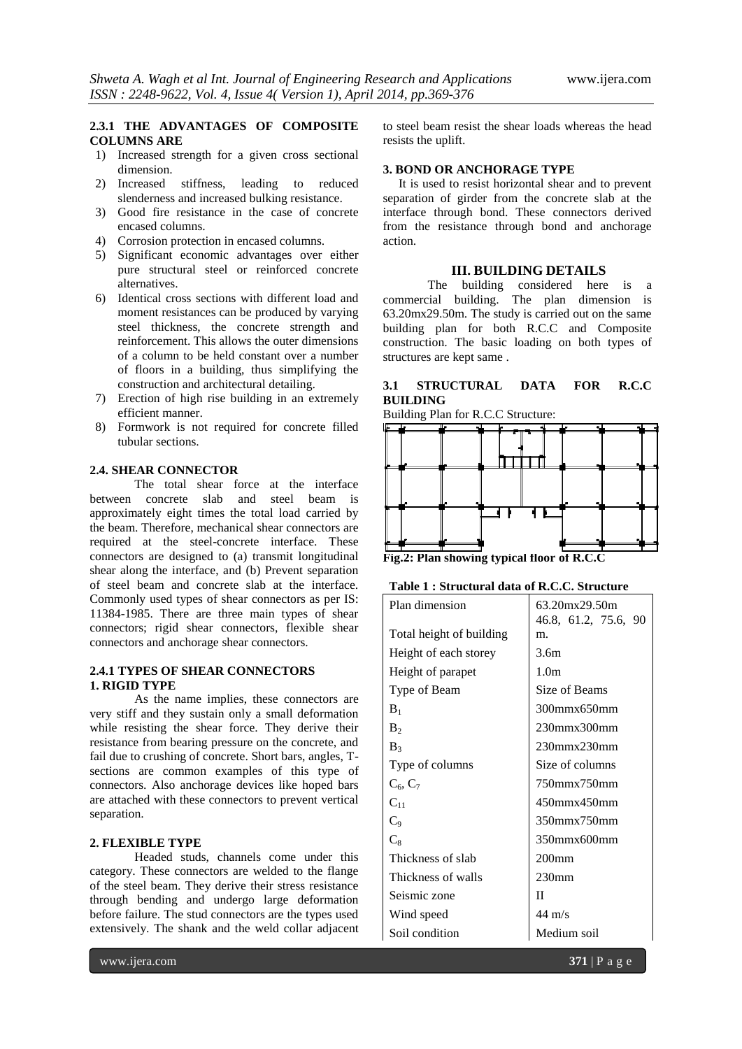#### 2.3.1 THE ADVANTAGES OF COMPOSITE COLUMNS ARE

1) Increased strength for a given cross sectional dimension.
2) Increased stiffness, leading to reduced slenderness and increased bulking resistance.
3) Good fire resistance in the case of concrete encased columns.
4) Corrosion protection in encased columns.
5) Significant economic advantages over either pure structural steel or reinforced concrete alternatives.
6) Identical cross sections with different load and moment resistances can be produced by varying steel thickness, the concrete strength and reinforcement. This allows the outer dimensions of a column to be held constant over a number of floors in a building, thus simplifying the construction and architectural detailing.
7) Erection of high rise building in an extremely efficient manner.
8) Formwork is not required for concrete filled tubular sections.

### 2.4. SHEAR CONNECTOR

The total shear force at the interface between concrete slab and steel beam is approximately eight times the total load carried by the beam. Therefore, mechanical shear connectors are required at the steel-concrete interface. These connectors are designed to (a) transmit longitudinal shear along the interface, and (b) Prevent separation of steel beam and concrete slab at the interface. Commonly used types of shear connectors as per IS: 11384-1985. There are three main types of shear connectors; rigid shear connectors, flexible shear connectors and anchorage shear connectors.

#### 2.4.1 TYPES OF SHEAR CONNECTORS

**1. RIGID TYPE**

As the name implies, these connectors are very stiff and they sustain only a small deformation while resisting the shear force. They derive their resistance from bearing pressure on the concrete, and fail due to crushing of concrete. Short bars, angles, T-sections are common examples of this type of connectors. Also anchorage devices like hoped bars are attached with these connectors to prevent vertical separation.

**2. FLEXIBLE TYPE**

Headed studs, channels come under this category. These connectors are welded to the flange of the steel beam. They derive their stress resistance through bending and undergo large deformation before failure. The stud connectors are the types used extensively. The shank and the weld collar adjacent to steel beam resist the shear loads whereas the head resists the uplift.

**3. BOND OR ANCHORAGE TYPE**

It is used to resist horizontal shear and to prevent separation of girder from the concrete slab at the interface through bond. These connectors derived from the resistance through bond and anchorage action.

## III. BUILDING DETAILS

The building considered here is a commercial building. The plan dimension is 63.20mx29.50m. The study is carried out on the same building plan for both R.C.C and Composite construction. The basic loading on both types of structures are kept same .

### 3.1 STRUCTURAL DATA FOR R.C.C BUILDING

Building Plan for R.C.C Structure:

**Fig.2: Plan showing typical floor of R.C.C**

**Table 1 : Structural data of R.C.C. Structure**

| | |
|---|---|
| Plan dimension | 63.20mx29.50m |
| Total height of building | 46.8, 61.2, 75.6, 90 m. |
| Height of each storey | 3.6m |
| Height of parapet | 1.0m |
| Type of Beam | Size of Beams |
| $B_1$ | 300mmx650mm |
| $B_2$ | 230mmx300mm |
| $B_3$ | 230mmx230mm |
| Type of columns | Size of columns |
| $C_6$, $C_7$ | 750mmx750mm |
| $C_{11}$ | 450mmx450mm |
| $C_9$ | 350mmx750mm |
| $C_8$ | 350mmx600mm |
| Thickness of slab | 200mm |
| Thickness of walls | 230mm |
| Seismic zone | II |
| Wind speed | 44 m/s |
| Soil condition | Medium soil |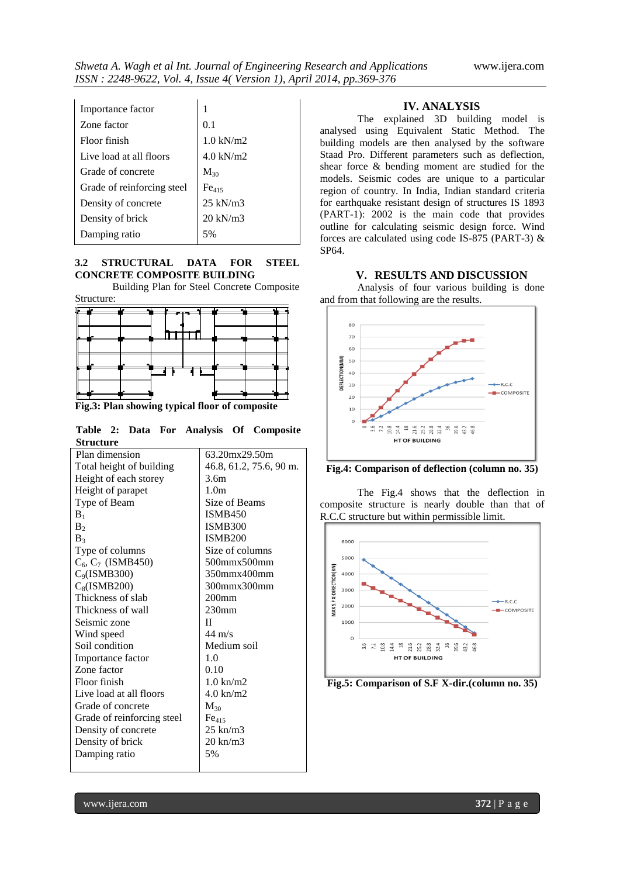| | |
|---|---|
| Importance factor | 1 |
| Zone factor | 0.1 |
| Floor finish | 1.0 kN/m2 |
| Live load at all floors | 4.0 kN/m2 |
| Grade of concrete | $M_{30}$ |
| Grade of reinforcing steel | $Fe_{415}$ |
| Density of concrete | 25 kN/m3 |
| Density of brick | 20 kN/m3 |
| Damping ratio | 5% |

### 3.2 STRUCTURAL DATA FOR STEEL CONCRETE COMPOSITE BUILDING

Building Plan for Steel Concrete Composite Structure:

**Fig.3: Plan showing typical floor of composite**

**Table 2: Data For Analysis Of Composite Structure**

| | |
|---|---|
| Plan dimension | 63.20mx29.50m |
| Total height of building | 46.8, 61.2, 75.6, 90 m. |
| Height of each storey | 3.6m |
| Height of parapet | 1.0m |
| Type of Beam | Size of Beams |
| $B_1$ | ISMB450 |
| $B_2$ | ISMB300 |
| $B_3$ | ISMB200 |
| Type of columns | Size of columns |
| $C_6$, $C_7$ (ISMB450) | 500mmx500mm |
| $C_9$(ISMB300) | 350mmx400mm |
| $C_8$(ISMB200) | 300mmx300mm |
| Thickness of slab | 200mm |
| Thickness of wall | 230mm |
| Seismic zone | II |
| Wind speed | 44 m/s |
| Soil condition | Medium soil |
| Importance factor | 1.0 |
| Zone factor | 0.10 |
| Floor finish | 1.0 kn/m2 |
| Live load at all floors | 4.0 kn/m2 |
| Grade of concrete | $M_{30}$ |
| Grade of reinforcing steel | $Fe_{415}$ |
| Density of concrete | 25 kn/m3 |
| Density of brick | 20 kn/m3 |
| Damping ratio | 5% |

## IV. ANALYSIS

The explained 3D building model is analysed using Equivalent Static Method. The building models are then analysed by the software Staad Pro. Different parameters such as deflection, shear force & bending moment are studied for the models. Seismic codes are unique to a particular region of country. In India, Indian standard criteria for earthquake resistant design of structures IS 1893 (PART-1): 2002 is the main code that provides outline for calculating seismic design force. Wind forces are calculated using code IS-875 (PART-3) & SP64.

## V. RESULTS AND DISCUSSION

Analysis of four various building is done and from that following are the results.

**Fig.4: Comparison of deflection (column no. 35)**

The Fig.4 shows that the deflection in composite structure is nearly double than that of R.C.C structure but within permissible limit.

**Fig.5: Comparison of S.F X-dir.(column no. 35)**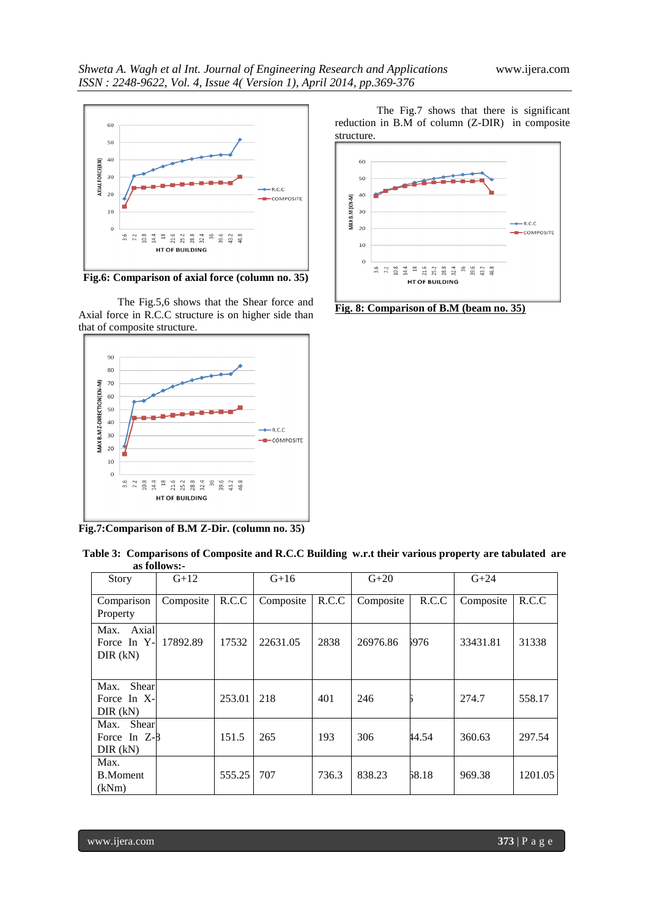Fig.6: Comparison of axial force (column no. 35)

The Fig.5,6 shows that the Shear force and Axial force in R.C.C structure is on higher side than that of composite structure.

Fig.7:Comparison of B.M Z-Dir. (column no. 35)

The Fig.7 shows that there is significant reduction in B.M of column (Z-DIR) in composite structure.

Fig. 8: Comparison of B.M (beam no. 35)

**Table 3: Comparisons of Composite and R.C.C Building w.r.t their various property are tabulated are as follows:-**

| Story | G+12 | | G+16 | | G+20 | | G+24 | |
|---|---|---|---|---|---|---|---|---|
| Comparison Property | Composite | R.C.C | Composite | R.C.C | Composite | R.C.C | Composite | R.C.C |
| Max. Axial Force In Y-DIR (kN) | 17892.89 | 17532 | 22631.05 | 2838 | 26976.86 | ;976 | 33431.81 | 31338 |
| Max. Shear Force In X-DIR (kN) | | 253.01 | 218 | 401 | 246 | ; | 274.7 | 558.17 |
| Max. Shear Force In Z-DIR (kN) | | 151.5 | 265 | 193 | 306 | 44.54 | 360.63 | 297.54 |
| Max. B.Moment (kNm) | | 555.25 | 707 | 736.3 | 838.23 | 58.18 | 969.38 | 1201.05 |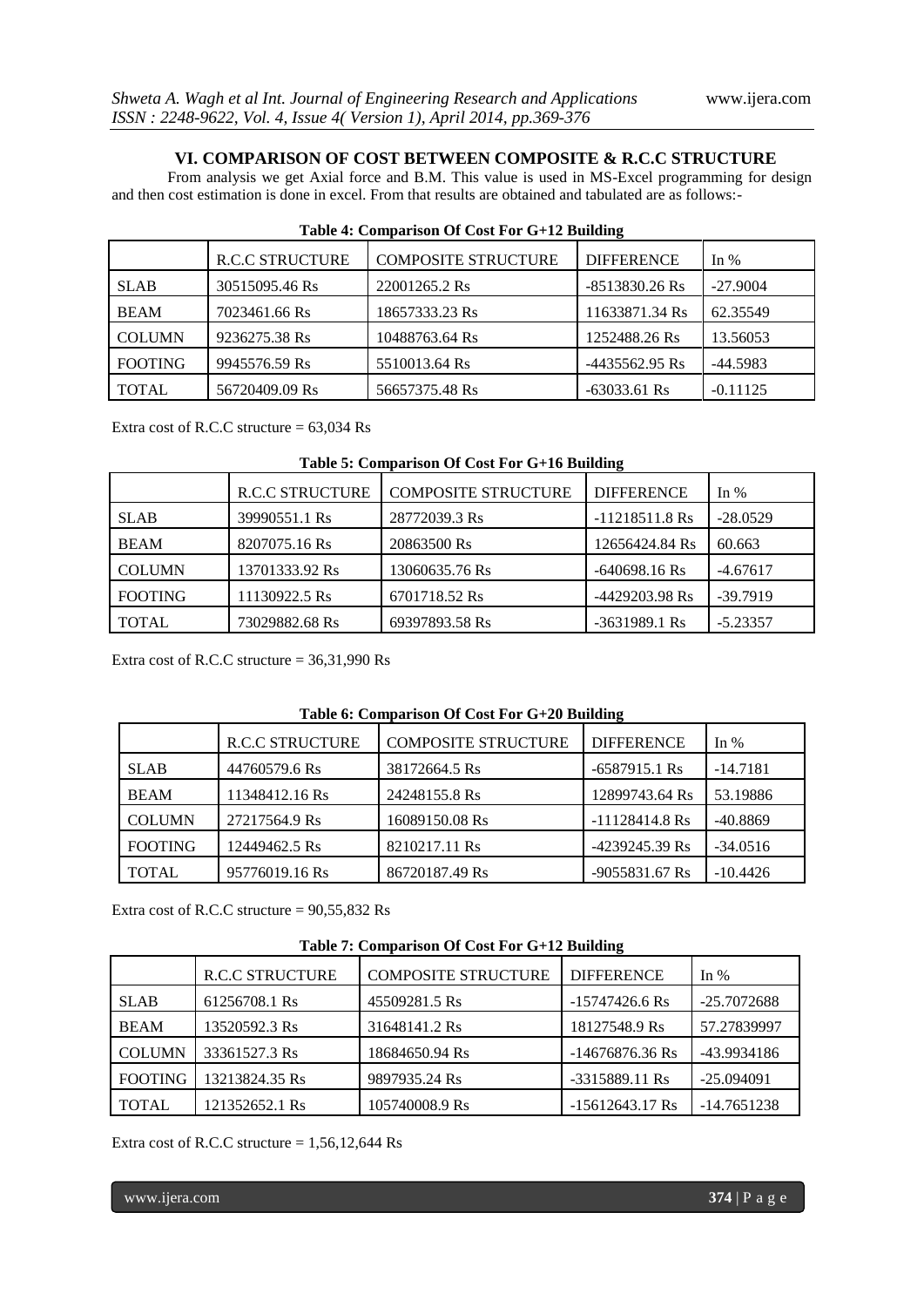## VI. COMPARISON OF COST BETWEEN COMPOSITE & R.C.C STRUCTURE

From analysis we get Axial force and B.M. This value is used in MS-Excel programming for design and then cost estimation is done in excel. From that results are obtained and tabulated are as follows:-

**Table 4: Comparison Of Cost For G+12 Building**

| | R.C.C STRUCTURE | COMPOSITE STRUCTURE | DIFFERENCE | In % |
|---|---|---|---|---|
| SLAB | 30515095.46 Rs | 22001265.2 Rs | -8513830.26 Rs | -27.9004 |
| BEAM | 7023461.66 Rs | 18657333.23 Rs | 11633871.34 Rs | 62.35549 |
| COLUMN | 9236275.38 Rs | 10488763.64 Rs | 1252488.26 Rs | 13.56053 |
| FOOTING | 9945576.59 Rs | 5510013.64 Rs | -4435562.95 Rs | -44.5983 |
| TOTAL | 56720409.09 Rs | 56657375.48 Rs | -63033.61 Rs | -0.11125 |

Extra cost of R.C.C structure = 63,034 Rs

**Table 5: Comparison Of Cost For G+16 Building**

| | R.C.C STRUCTURE | COMPOSITE STRUCTURE | DIFFERENCE | In % |
|---|---|---|---|---|
| SLAB | 39990551.1 Rs | 28772039.3 Rs | -11218511.8 Rs | -28.0529 |
| BEAM | 8207075.16 Rs | 20863500 Rs | 12656424.84 Rs | 60.663 |
| COLUMN | 13701333.92 Rs | 13060635.76 Rs | -640698.16 Rs | -4.67617 |
| FOOTING | 11130922.5 Rs | 6701718.52 Rs | -4429203.98 Rs | -39.7919 |
| TOTAL | 73029882.68 Rs | 69397893.58 Rs | -3631989.1 Rs | -5.23357 |

Extra cost of R.C.C structure = 36,31,990 Rs

**Table 6: Comparison Of Cost For G+20 Building**

| | R.C.C STRUCTURE | COMPOSITE STRUCTURE | DIFFERENCE | In % |
|---|---|---|---|---|
| SLAB | 44760579.6 Rs | 38172664.5 Rs | -6587915.1 Rs | -14.7181 |
| BEAM | 11348412.16 Rs | 24248155.8 Rs | 12899743.64 Rs | 53.19886 |
| COLUMN | 27217564.9 Rs | 16089150.08 Rs | -11128414.8 Rs | -40.8869 |
| FOOTING | 12449462.5 Rs | 8210217.11 Rs | -4239245.39 Rs | -34.0516 |
| TOTAL | 95776019.16 Rs | 86720187.49 Rs | -9055831.67 Rs | -10.4426 |

Extra cost of R.C.C structure = 90,55,832 Rs

**Table 7: Comparison Of Cost For G+12 Building**

| | R.C.C STRUCTURE | COMPOSITE STRUCTURE | DIFFERENCE | In % |
|---|---|---|---|---|
| SLAB | 61256708.1 Rs | 45509281.5 Rs | -15747426.6 Rs | -25.7072688 |
| BEAM | 13520592.3 Rs | 31648141.2 Rs | 18127548.9 Rs | 57.27839997 |
| COLUMN | 33361527.3 Rs | 18684650.94 Rs | -14676876.36 Rs | -43.9934186 |
| FOOTING | 13213824.35 Rs | 9897935.24 Rs | -3315889.11 Rs | -25.094091 |
| TOTAL | 121352652.1 Rs | 105740008.9 Rs | -15612643.17 Rs | -14.7651238 |

Extra cost of R.C.C structure = 1,56,12,644 Rs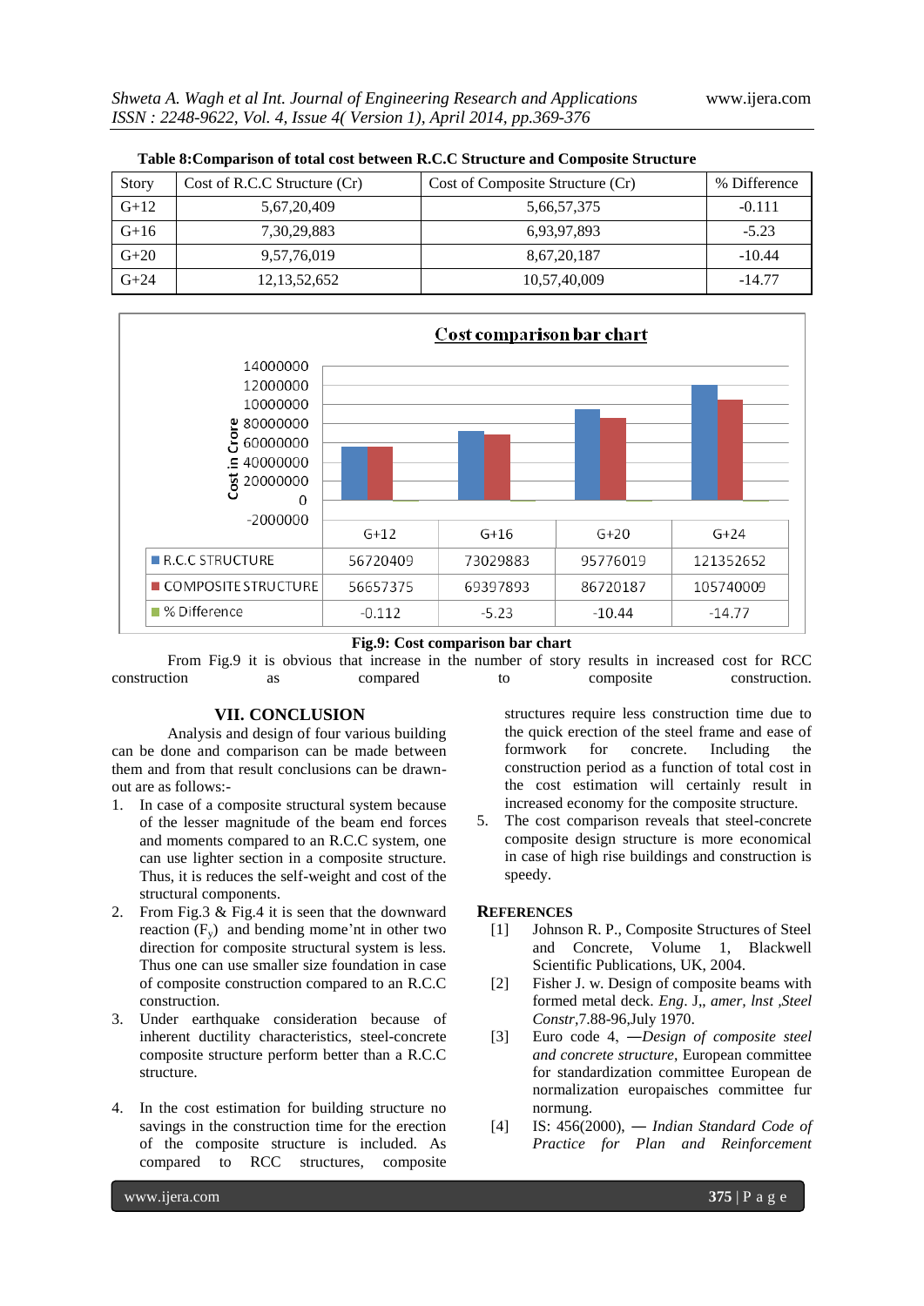**Table 8:Comparison of total cost between R.C.C Structure and Composite Structure**

| Story | Cost of R.C.C Structure (Cr) | Cost of Composite Structure (Cr) | % Difference |
|---|---|---|---|
| G+12 | 5,67,20,409 | 5,66,57,375 | -0.111 |
| G+16 | 7,30,29,883 | 6,93,97,893 | -5.23 |
| G+20 | 9,57,76,019 | 8,67,20,187 | -10.44 |
| G+24 | 12,13,52,652 | 10,57,40,009 | -14.77 |

**Cost comparison bar chart**

| | G+12 | G+16 | G+20 | G+24 |
|---|---|---|---|---|
| R.C.C STRUCTURE | 56720409 | 73029883 | 95776019 | 121352652 |
| COMPOSITE STRUCTURE | 56657375 | 69397893 | 86720187 | 105740009 |
| % Difference | -0.112 | -5.23 | -10.44 | -14.77 |

**Fig.9: Cost comparison bar chart**

From Fig.9 it is obvious that increase in the number of story results in increased cost for RCC construction as compared to composite construction.

## VII. CONCLUSION

Analysis and design of four various building can be done and comparison can be made between them and from that result conclusions can be drawn-out are as follows:-

1. In case of a composite structural system because of the lesser magnitude of the beam end forces and moments compared to an R.C.C system, one can use lighter section in a composite structure. Thus, it is reduces the self-weight and cost of the structural components.
2. From Fig.3 & Fig.4 it is seen that the downward reaction ($F_y$) and bending mome'nt in other two direction for composite structural system is less. Thus one can use smaller size foundation in case of composite construction compared to an R.C.C construction.
3. Under earthquake consideration because of inherent ductility characteristics, steel-concrete composite structure perform better than a R.C.C structure.
4. In the cost estimation for building structure no savings in the construction time for the erection of the composite structure is included. As compared to RCC structures, composite structures require less construction time due to the quick erection of the steel frame and ease of formwork for concrete. Including the construction period as a function of total cost in the cost estimation will certainly result in increased economy for the composite structure.
5. The cost comparison reveals that steel-concrete composite design structure is more economical in case of high rise buildings and construction is speedy.

## REFERENCES

[1] Johnson R. P., Composite Structures of Steel and Concrete, Volume 1, Blackwell Scientific Publications, UK, 2004.

[2] Fisher J. w. Design of composite beams with formed metal deck. *Eng*. J,, *amer, lnst ,Steel Constr*,7.88-96,July 1970.

[3] Euro code 4, ―*Design of composite steel and concrete structure*, European committee for standardization committee European de normalization europaisches committee fur normung.

[4] IS: 456(2000), ― *Indian Standard Code of Practice for Plan and Reinforcement*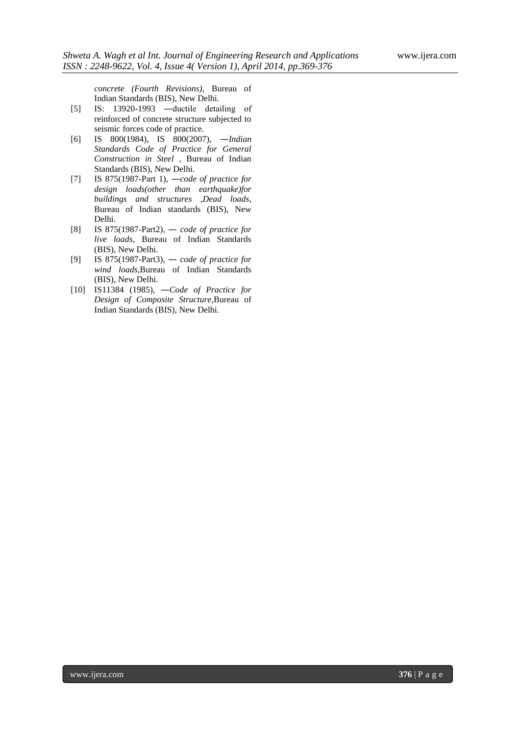*concrete (Fourth Revisions)*, Bureau of Indian Standards (BIS), New Delhi.

[5] IS: 13920-1993 ―ductile detailing of reinforced of concrete structure subjected to seismic forces code of practice.

[6] IS 800(1984), IS 800(2007), ―*Indian Standards Code of Practice for General Construction in Steel* , Bureau of Indian Standards (BIS), New Delhi.

[7] IS 875(1987-Part 1), ―*code of practice for design loads(other than earthquake)for buildings and structures ,Dead loads*, Bureau of Indian standards (BIS), New Delhi.

[8] IS 875(1987-Part2), ― *code of practice for live loads*, Bureau of Indian Standards (BIS), New Delhi.

[9] IS 875(1987-Part3), ― *code of practice for wind loads*,Bureau of Indian Standards (BIS), New Delhi.

[10] IS11384 (1985), ―*Code of Practice for Design of Composite Structure*,Bureau of Indian Standards (BIS), New Delhi.